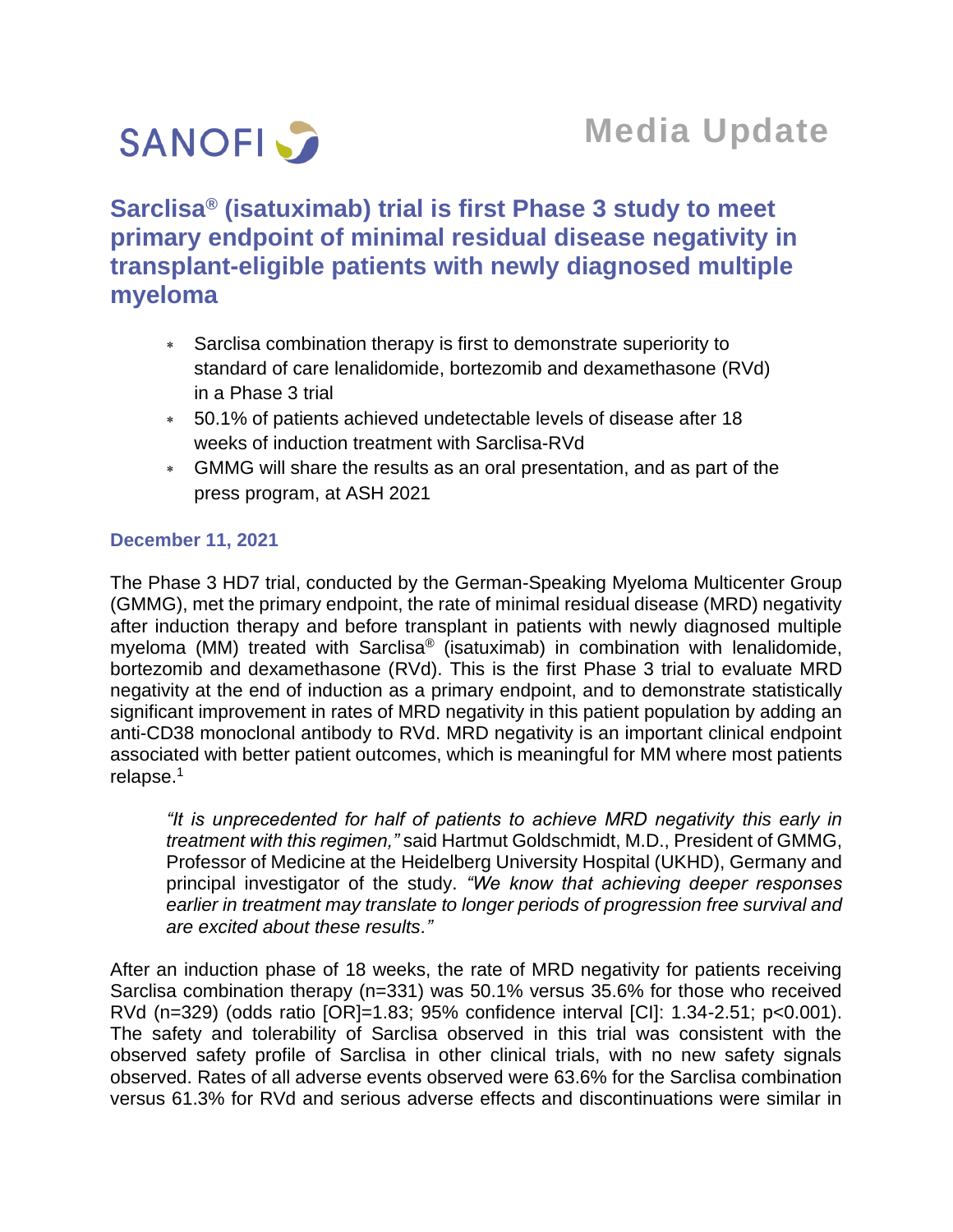SANOFI

Media Update

# Sarclisa® (isatuximab) trial is first Phase 3 study to meet primary endpoint of minimal residual disease negativity in transplant-eligible patients with newly diagnosed multiple myeloma

- Sarclisa combination therapy is first to demonstrate superiority to standard of care lenalidomide, bortezomib and dexamethasone (RVd) in a Phase 3 trial
- 50.1% of patients achieved undetectable levels of disease after 18 weeks of induction treatment with Sarclisa-RVd
- GMMG will share the results as an oral presentation, and as part of the press program, at ASH 2021

**December 11, 2021**

The Phase 3 HD7 trial, conducted by the German-Speaking Myeloma Multicenter Group (GMMG), met the primary endpoint, the rate of minimal residual disease (MRD) negativity after induction therapy and before transplant in patients with newly diagnosed multiple myeloma (MM) treated with Sarclisa® (isatuximab) in combination with lenalidomide, bortezomib and dexamethasone (RVd). This is the first Phase 3 trial to evaluate MRD negativity at the end of induction as a primary endpoint, and to demonstrate statistically significant improvement in rates of MRD negativity in this patient population by adding an anti-CD38 monoclonal antibody to RVd. MRD negativity is an important clinical endpoint associated with better patient outcomes, which is meaningful for MM where most patients relapse.[1]

> *"It is unprecedented for half of patients to achieve MRD negativity this early in treatment with this regimen,"* said Hartmut Goldschmidt, M.D., President of GMMG, Professor of Medicine at the Heidelberg University Hospital (UKHD), Germany and principal investigator of the study. *"We know that achieving deeper responses earlier in treatment may translate to longer periods of progression free survival and are excited about these results."*

After an induction phase of 18 weeks, the rate of MRD negativity for patients receiving Sarclisa combination therapy (n=331) was 50.1% versus 35.6% for those who received RVd (n=329) (odds ratio [OR]=1.83; 95% confidence interval [CI]: 1.34-2.51; $p<0.001$). The safety and tolerability of Sarclisa observed in this trial was consistent with the observed safety profile of Sarclisa in other clinical trials, with no new safety signals observed. Rates of all adverse events observed were 63.6% for the Sarclisa combination versus 61.3% for RVd and serious adverse effects and discontinuations were similar in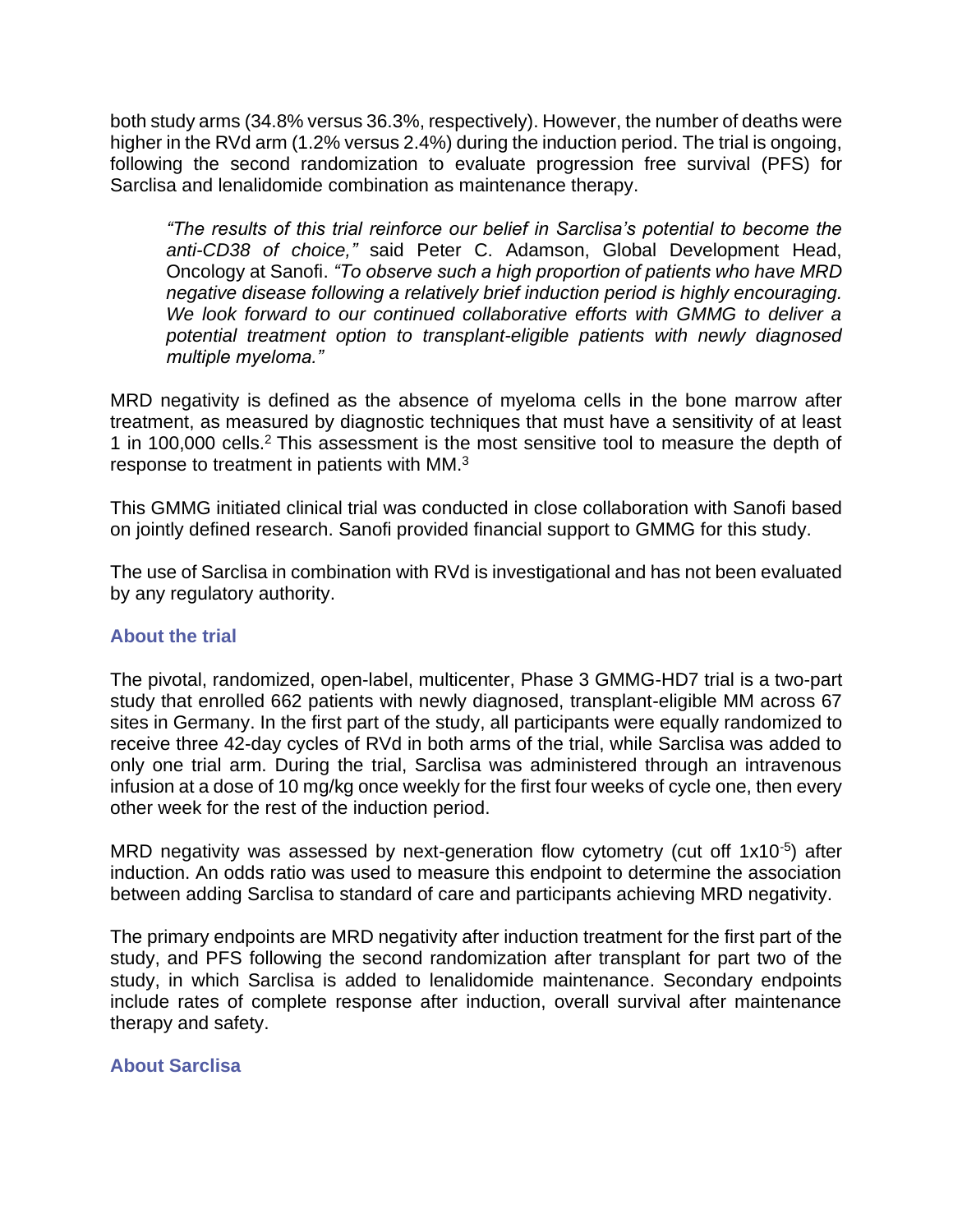both study arms (34.8% versus 36.3%, respectively). However, the number of deaths were higher in the RVd arm (1.2% versus 2.4%) during the induction period. The trial is ongoing, following the second randomization to evaluate progression free survival (PFS) for Sarclisa and lenalidomide combination as maintenance therapy.

> *"The results of this trial reinforce our belief in Sarclisa's potential to become the anti-CD38 of choice,"* said Peter C. Adamson, Global Development Head, Oncology at Sanofi. *"To observe such a high proportion of patients who have MRD negative disease following a relatively brief induction period is highly encouraging. We look forward to our continued collaborative efforts with GMMG to deliver a potential treatment option to transplant-eligible patients with newly diagnosed multiple myeloma."*

MRD negativity is defined as the absence of myeloma cells in the bone marrow after treatment, as measured by diagnostic techniques that must have a sensitivity of at least 1 in 100,000 cells.[2] This assessment is the most sensitive tool to measure the depth of response to treatment in patients with MM.[3]

This GMMG initiated clinical trial was conducted in close collaboration with Sanofi based on jointly defined research. Sanofi provided financial support to GMMG for this study.

The use of Sarclisa in combination with RVd is investigational and has not been evaluated by any regulatory authority.

### About the trial

The pivotal, randomized, open-label, multicenter, Phase 3 GMMG-HD7 trial is a two-part study that enrolled 662 patients with newly diagnosed, transplant-eligible MM across 67 sites in Germany. In the first part of the study, all participants were equally randomized to receive three 42-day cycles of RVd in both arms of the trial, while Sarclisa was added to only one trial arm. During the trial, Sarclisa was administered through an intravenous infusion at a dose of 10 mg/kg once weekly for the first four weeks of cycle one, then every other week for the rest of the induction period.

MRD negativity was assessed by next-generation flow cytometry (cut off $1x10^{-5}$) after induction. An odds ratio was used to measure this endpoint to determine the association between adding Sarclisa to standard of care and participants achieving MRD negativity.

The primary endpoints are MRD negativity after induction treatment for the first part of the study, and PFS following the second randomization after transplant for part two of the study, in which Sarclisa is added to lenalidomide maintenance. Secondary endpoints include rates of complete response after induction, overall survival after maintenance therapy and safety.

### About Sarclisa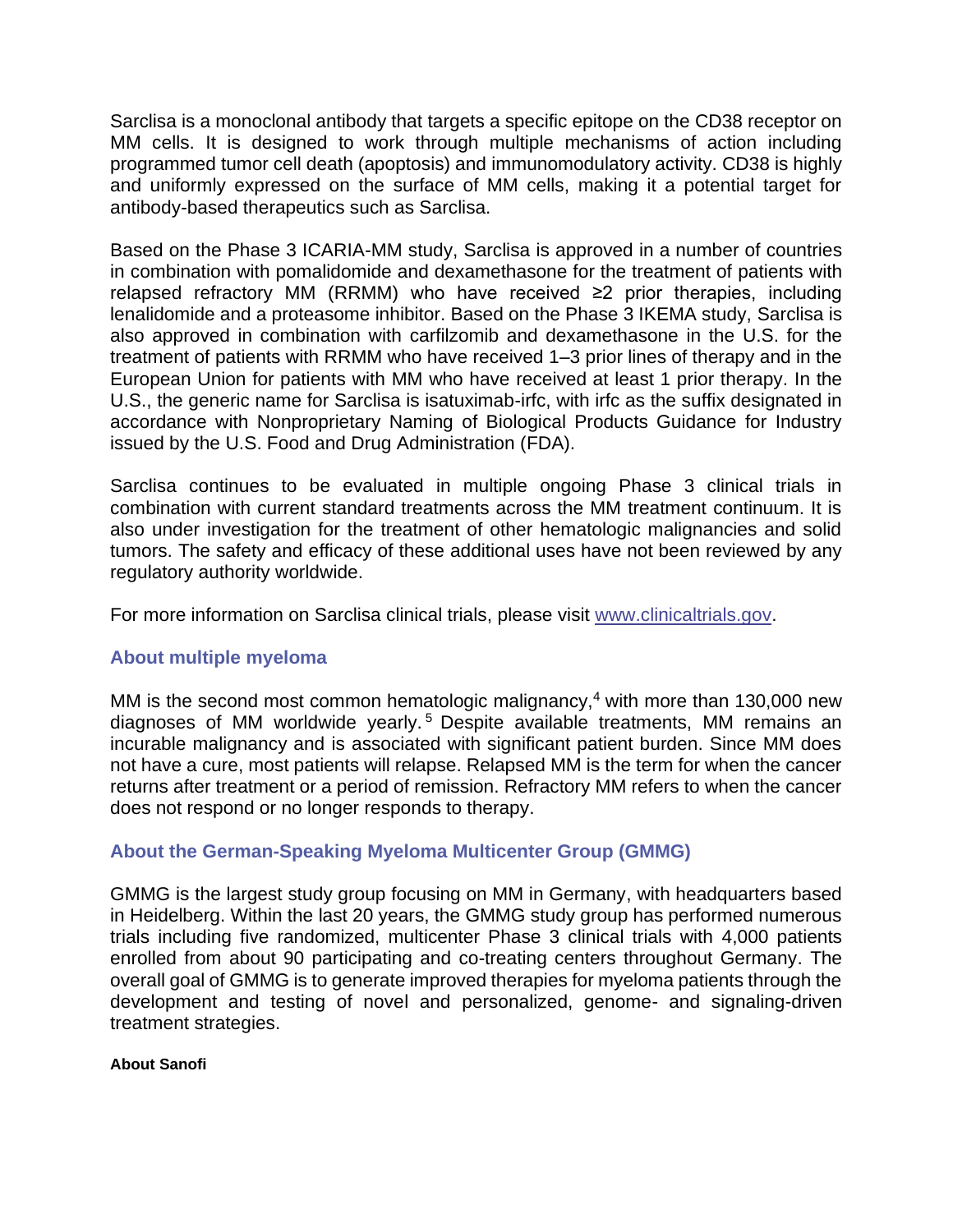Sarclisa is a monoclonal antibody that targets a specific epitope on the CD38 receptor on MM cells. It is designed to work through multiple mechanisms of action including programmed tumor cell death (apoptosis) and immunomodulatory activity. CD38 is highly and uniformly expressed on the surface of MM cells, making it a potential target for antibody-based therapeutics such as Sarclisa.

Based on the Phase 3 ICARIA-MM study, Sarclisa is approved in a number of countries in combination with pomalidomide and dexamethasone for the treatment of patients with relapsed refractory MM (RRMM) who have received ≥2 prior therapies, including lenalidomide and a proteasome inhibitor. Based on the Phase 3 IKEMA study, Sarclisa is also approved in combination with carfilzomib and dexamethasone in the U.S. for the treatment of patients with RRMM who have received 1–3 prior lines of therapy and in the European Union for patients with MM who have received at least 1 prior therapy. In the U.S., the generic name for Sarclisa is isatuximab-irfc, with irfc as the suffix designated in accordance with Nonproprietary Naming of Biological Products Guidance for Industry issued by the U.S. Food and Drug Administration (FDA).

Sarclisa continues to be evaluated in multiple ongoing Phase 3 clinical trials in combination with current standard treatments across the MM treatment continuum. It is also under investigation for the treatment of other hematologic malignancies and solid tumors. The safety and efficacy of these additional uses have not been reviewed by any regulatory authority worldwide.

For more information on Sarclisa clinical trials, please visit [www.clinicaltrials.gov](www.clinicaltrials.gov).

## About multiple myeloma

MM is the second most common hematologic malignancy,[4] with more than 130,000 new diagnoses of MM worldwide yearly.[5] Despite available treatments, MM remains an incurable malignancy and is associated with significant patient burden. Since MM does not have a cure, most patients will relapse. Relapsed MM is the term for when the cancer returns after treatment or a period of remission. Refractory MM refers to when the cancer does not respond or no longer responds to therapy.

## About the German-Speaking Myeloma Multicenter Group (GMMG)

GMMG is the largest study group focusing on MM in Germany, with headquarters based in Heidelberg. Within the last 20 years, the GMMG study group has performed numerous trials including five randomized, multicenter Phase 3 clinical trials with 4,000 patients enrolled from about 90 participating and co-treating centers throughout Germany. The overall goal of GMMG is to generate improved therapies for myeloma patients through the development and testing of novel and personalized, genome- and signaling-driven treatment strategies.

**About Sanofi**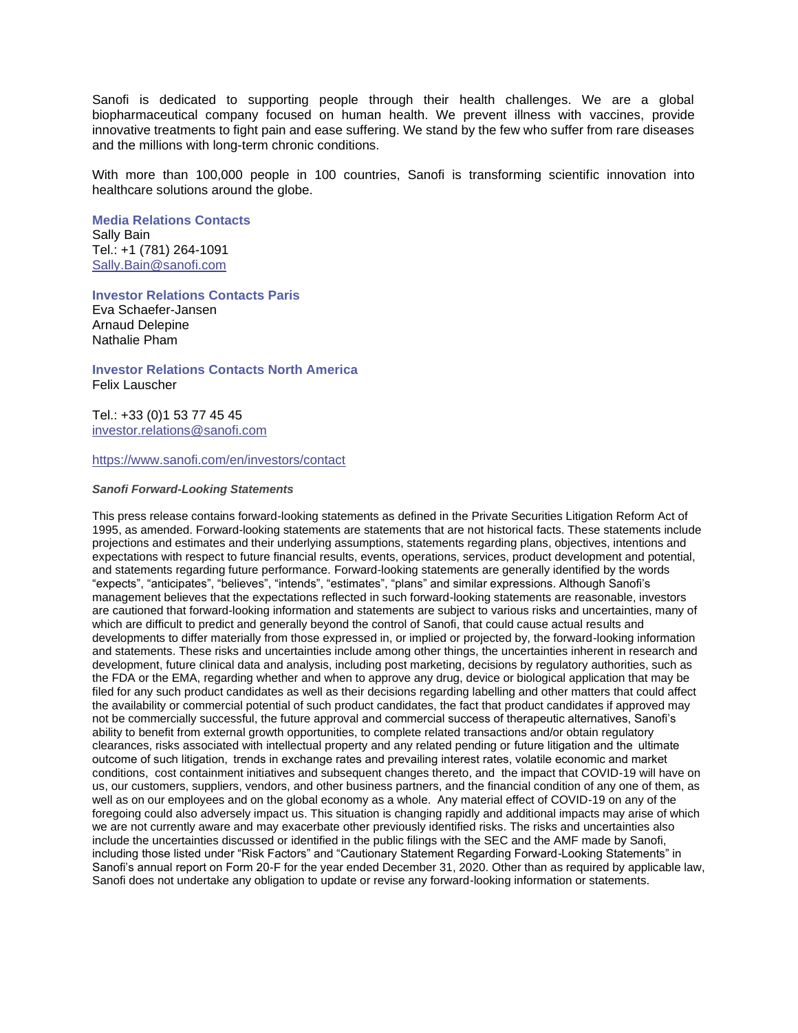Sanofi is dedicated to supporting people through their health challenges. We are a global biopharmaceutical company focused on human health. We prevent illness with vaccines, provide innovative treatments to fight pain and ease suffering. We stand by the few who suffer from rare diseases and the millions with long-term chronic conditions.

With more than 100,000 people in 100 countries, Sanofi is transforming scientific innovation into healthcare solutions around the globe.

**Media Relations Contacts**
Sally Bain
Tel.: +1 (781) 264-1091
Sally.Bain@sanofi.com

**Investor Relations Contacts Paris**
Eva Schaefer-Jansen
Arnaud Delepine
Nathalie Pham

**Investor Relations Contacts North America**
Felix Lauscher

Tel.: +33 (0)1 53 77 45 45
investor.relations@sanofi.com

https://www.sanofi.com/en/investors/contact

***Sanofi Forward-Looking Statements***

This press release contains forward-looking statements as defined in the Private Securities Litigation Reform Act of 1995, as amended. Forward-looking statements are statements that are not historical facts. These statements include projections and estimates and their underlying assumptions, statements regarding plans, objectives, intentions and expectations with respect to future financial results, events, operations, services, product development and potential, and statements regarding future performance. Forward-looking statements are generally identified by the words "expects", "anticipates", "believes", "intends", "estimates", "plans" and similar expressions. Although Sanofi's management believes that the expectations reflected in such forward-looking statements are reasonable, investors are cautioned that forward-looking information and statements are subject to various risks and uncertainties, many of which are difficult to predict and generally beyond the control of Sanofi, that could cause actual results and developments to differ materially from those expressed in, or implied or projected by, the forward-looking information and statements. These risks and uncertainties include among other things, the uncertainties inherent in research and development, future clinical data and analysis, including post marketing, decisions by regulatory authorities, such as the FDA or the EMA, regarding whether and when to approve any drug, device or biological application that may be filed for any such product candidates as well as their decisions regarding labelling and other matters that could affect the availability or commercial potential of such product candidates, the fact that product candidates if approved may not be commercially successful, the future approval and commercial success of therapeutic alternatives, Sanofi's ability to benefit from external growth opportunities, to complete related transactions and/or obtain regulatory clearances, risks associated with intellectual property and any related pending or future litigation and the ultimate outcome of such litigation, trends in exchange rates and prevailing interest rates, volatile economic and market conditions, cost containment initiatives and subsequent changes thereto, and the impact that COVID-19 will have on us, our customers, suppliers, vendors, and other business partners, and the financial condition of any one of them, as well as on our employees and on the global economy as a whole. Any material effect of COVID-19 on any of the foregoing could also adversely impact us. This situation is changing rapidly and additional impacts may arise of which we are not currently aware and may exacerbate other previously identified risks. The risks and uncertainties also include the uncertainties discussed or identified in the public filings with the SEC and the AMF made by Sanofi, including those listed under "Risk Factors" and "Cautionary Statement Regarding Forward-Looking Statements" in Sanofi's annual report on Form 20-F for the year ended December 31, 2020. Other than as required by applicable law, Sanofi does not undertake any obligation to update or revise any forward-looking information or statements.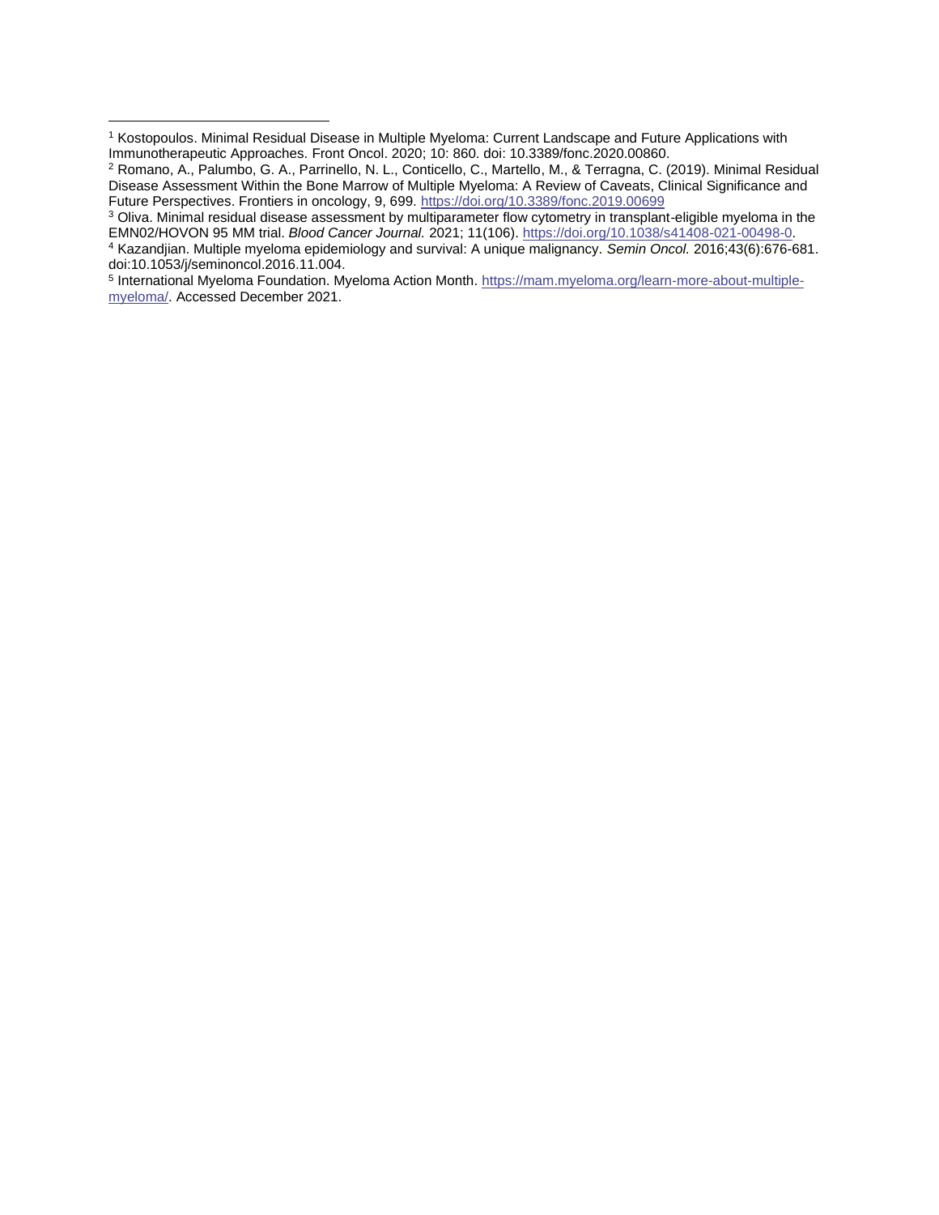[1] Kostopoulos. Minimal Residual Disease in Multiple Myeloma: Current Landscape and Future Applications with Immunotherapeutic Approaches. Front Oncol. 2020; 10: 860. doi: 10.3389/fonc.2020.00860.

[2] Romano, A., Palumbo, G. A., Parrinello, N. L., Conticello, C., Martello, M., & Terragna, C. (2019). Minimal Residual Disease Assessment Within the Bone Marrow of Multiple Myeloma: A Review of Caveats, Clinical Significance and Future Perspectives. Frontiers in oncology, 9, 699. https://doi.org/10.3389/fonc.2019.00699

[3] Oliva. Minimal residual disease assessment by multiparameter flow cytometry in transplant-eligible myeloma in the EMN02/HOVON 95 MM trial. *Blood Cancer Journal.* 2021; 11(106). https://doi.org/10.1038/s41408-021-00498-0.

[4] Kazandjian. Multiple myeloma epidemiology and survival: A unique malignancy. *Semin Oncol.* 2016;43(6):676-681. doi:10.1053/j/seminoncol.2016.11.004.

[5] International Myeloma Foundation. Myeloma Action Month. https://mam.myeloma.org/learn-more-about-multiple-myeloma/. Accessed December 2021.